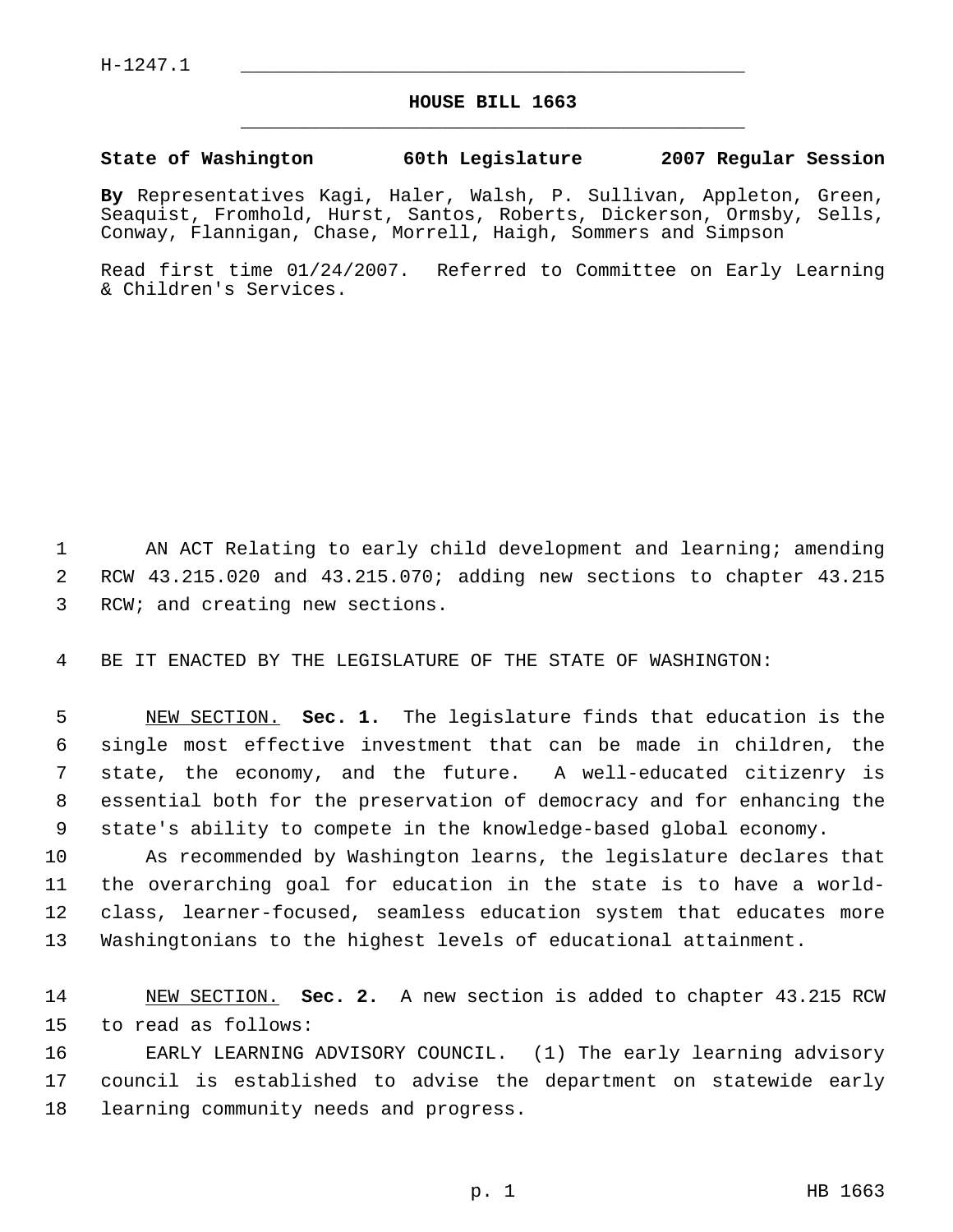H-1247.1

# HOUSE BILL 1663

**State of Washington 60th Legislature 2007 Regular Session**

**By** Representatives Kagi, Haler, Walsh, P. Sullivan, Appleton, Green, Seaquist, Fromhold, Hurst, Santos, Roberts, Dickerson, Ormsby, Sells, Conway, Flannigan, Chase, Morrell, Haigh, Sommers and Simpson

Read first time 01/24/2007. Referred to Committee on Early Learning & Children's Services.

AN ACT Relating to early child development and learning; amending RCW 43.215.020 and 43.215.070; adding new sections to chapter 43.215 RCW; and creating new sections.

BE IT ENACTED BY THE LEGISLATURE OF THE STATE OF WASHINGTON:

NEW SECTION. **Sec. 1.** The legislature finds that education is the single most effective investment that can be made in children, the state, the economy, and the future. A well-educated citizenry is essential both for the preservation of democracy and for enhancing the state's ability to compete in the knowledge-based global economy.

As recommended by Washington learns, the legislature declares that the overarching goal for education in the state is to have a world-class, learner-focused, seamless education system that educates more Washingtonians to the highest levels of educational attainment.

NEW SECTION. **Sec. 2.** A new section is added to chapter 43.215 RCW to read as follows:

EARLY LEARNING ADVISORY COUNCIL. (1) The early learning advisory council is established to advise the department on statewide early learning community needs and progress.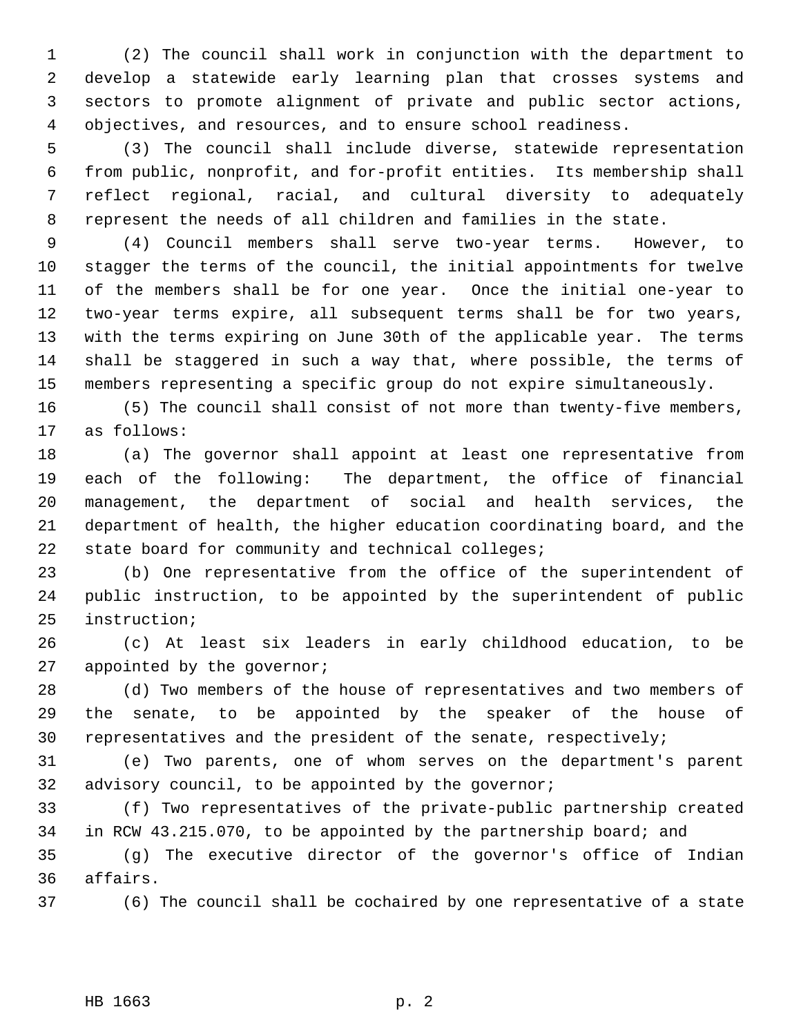(2) The council shall work in conjunction with the department to develop a statewide early learning plan that crosses systems and sectors to promote alignment of private and public sector actions, objectives, and resources, and to ensure school readiness.

(3) The council shall include diverse, statewide representation from public, nonprofit, and for-profit entities. Its membership shall reflect regional, racial, and cultural diversity to adequately represent the needs of all children and families in the state.

(4) Council members shall serve two-year terms. However, to stagger the terms of the council, the initial appointments for twelve of the members shall be for one year. Once the initial one-year to two-year terms expire, all subsequent terms shall be for two years, with the terms expiring on June 30th of the applicable year. The terms shall be staggered in such a way that, where possible, the terms of members representing a specific group do not expire simultaneously.

(5) The council shall consist of not more than twenty-five members, as follows:

(a) The governor shall appoint at least one representative from each of the following: The department, the office of financial management, the department of social and health services, the department of health, the higher education coordinating board, and the state board for community and technical colleges;

(b) One representative from the office of the superintendent of public instruction, to be appointed by the superintendent of public instruction;

(c) At least six leaders in early childhood education, to be appointed by the governor;

(d) Two members of the house of representatives and two members of the senate, to be appointed by the speaker of the house of representatives and the president of the senate, respectively;

(e) Two parents, one of whom serves on the department's parent advisory council, to be appointed by the governor;

(f) Two representatives of the private-public partnership created in RCW 43.215.070, to be appointed by the partnership board; and

(g) The executive director of the governor's office of Indian affairs.

(6) The council shall be cochaired by one representative of a state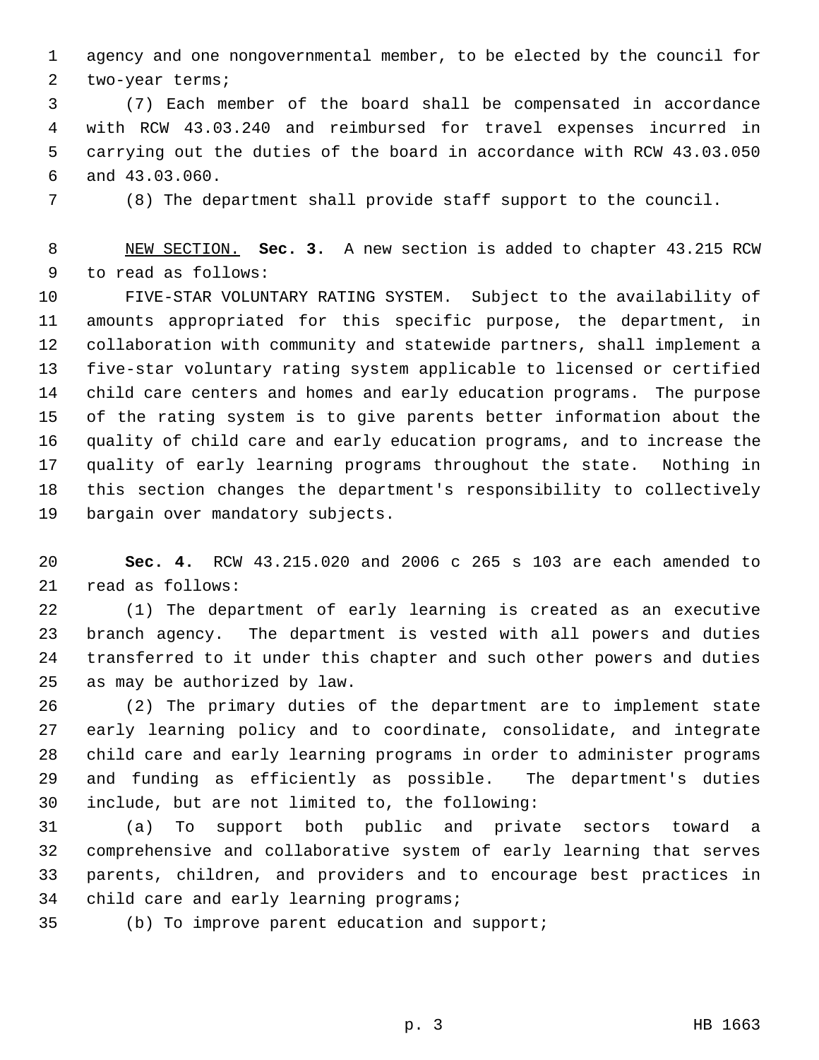agency and one nongovernmental member, to be elected by the council for two-year terms;

(7) Each member of the board shall be compensated in accordance with RCW 43.03.240 and reimbursed for travel expenses incurred in carrying out the duties of the board in accordance with RCW 43.03.050 and 43.03.060.

(8) The department shall provide staff support to the council.

NEW SECTION. **Sec. 3.** A new section is added to chapter 43.215 RCW to read as follows:

FIVE-STAR VOLUNTARY RATING SYSTEM. Subject to the availability of amounts appropriated for this specific purpose, the department, in collaboration with community and statewide partners, shall implement a five-star voluntary rating system applicable to licensed or certified child care centers and homes and early education programs. The purpose of the rating system is to give parents better information about the quality of child care and early education programs, and to increase the quality of early learning programs throughout the state. Nothing in this section changes the department's responsibility to collectively bargain over mandatory subjects.

**Sec. 4.** RCW 43.215.020 and 2006 c 265 s 103 are each amended to read as follows:

(1) The department of early learning is created as an executive branch agency. The department is vested with all powers and duties transferred to it under this chapter and such other powers and duties as may be authorized by law.

(2) The primary duties of the department are to implement state early learning policy and to coordinate, consolidate, and integrate child care and early learning programs in order to administer programs and funding as efficiently as possible. The department's duties include, but are not limited to, the following:

(a) To support both public and private sectors toward a comprehensive and collaborative system of early learning that serves parents, children, and providers and to encourage best practices in child care and early learning programs;

(b) To improve parent education and support;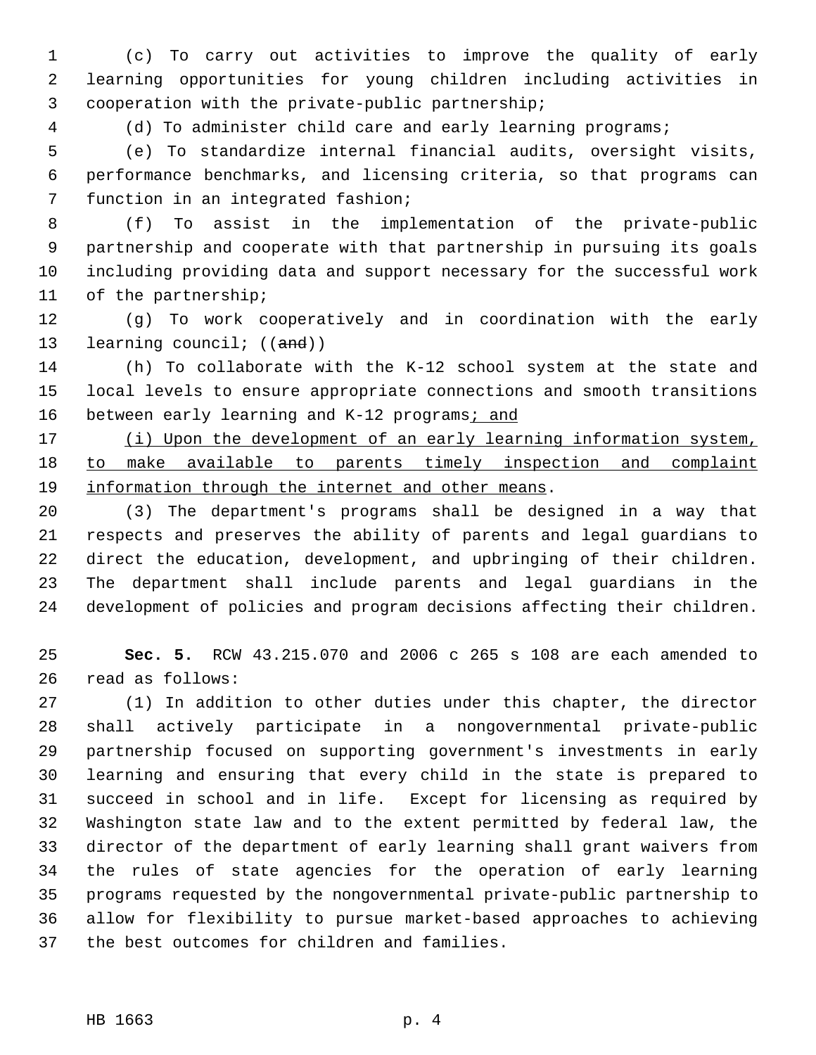(c) To carry out activities to improve the quality of early learning opportunities for young children including activities in cooperation with the private-public partnership;

(d) To administer child care and early learning programs;

(e) To standardize internal financial audits, oversight visits, performance benchmarks, and licensing criteria, so that programs can function in an integrated fashion;

(f) To assist in the implementation of the private-public partnership and cooperate with that partnership in pursuing its goals including providing data and support necessary for the successful work of the partnership;

(g) To work cooperatively and in coordination with the early learning council; ((~~and~~))

(h) To collaborate with the K-12 school system at the state and local levels to ensure appropriate connections and smooth transitions between early learning and K-12 programs<u>; and</u>

<u>(i) Upon the development of an early learning information system, to make available to parents timely inspection and complaint information through the internet and other means</u>.

(3) The department's programs shall be designed in a way that respects and preserves the ability of parents and legal guardians to direct the education, development, and upbringing of their children. The department shall include parents and legal guardians in the development of policies and program decisions affecting their children.

**Sec. 5.** RCW 43.215.070 and 2006 c 265 s 108 are each amended to read as follows:

(1) In addition to other duties under this chapter, the director shall actively participate in a nongovernmental private-public partnership focused on supporting government's investments in early learning and ensuring that every child in the state is prepared to succeed in school and in life. Except for licensing as required by Washington state law and to the extent permitted by federal law, the director of the department of early learning shall grant waivers from the rules of state agencies for the operation of early learning programs requested by the nongovernmental private-public partnership to allow for flexibility to pursue market-based approaches to achieving the best outcomes for children and families.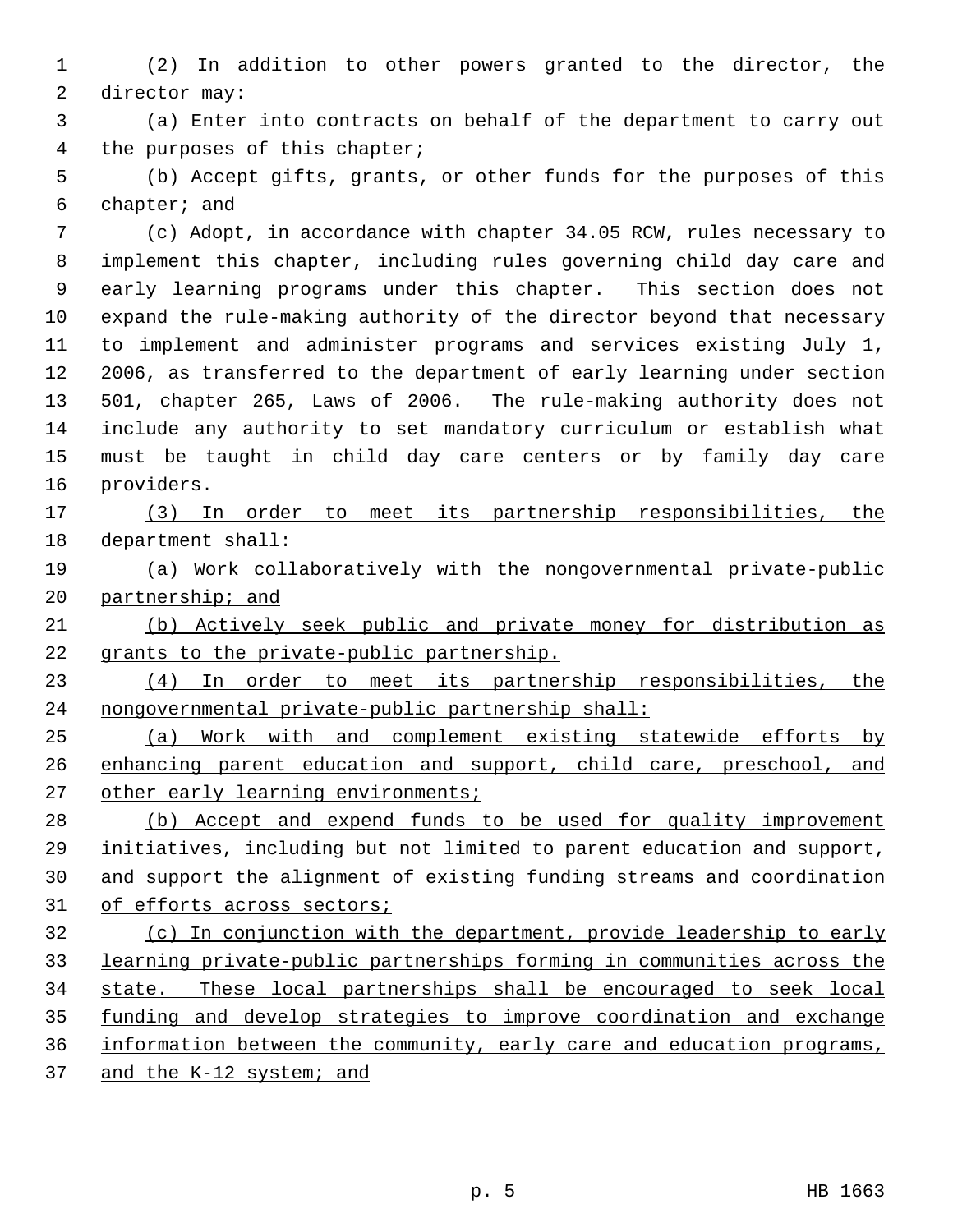(2) In addition to other powers granted to the director, the director may:

(a) Enter into contracts on behalf of the department to carry out the purposes of this chapter;

(b) Accept gifts, grants, or other funds for the purposes of this chapter; and

(c) Adopt, in accordance with chapter 34.05 RCW, rules necessary to implement this chapter, including rules governing child day care and early learning programs under this chapter. This section does not expand the rule-making authority of the director beyond that necessary to implement and administer programs and services existing July 1, 2006, as transferred to the department of early learning under section 501, chapter 265, Laws of 2006. The rule-making authority does not include any authority to set mandatory curriculum or establish what must be taught in child day care centers or by family day care providers.

<u>(3) In order to meet its partnership responsibilities, the department shall:</u>

<u>(a) Work collaboratively with the nongovernmental private-public partnership; and</u>

<u>(b) Actively seek public and private money for distribution as grants to the private-public partnership.</u>

<u>(4) In order to meet its partnership responsibilities, the nongovernmental private-public partnership shall:</u>

<u>(a) Work with and complement existing statewide efforts by enhancing parent education and support, child care, preschool, and other early learning environments;</u>

<u>(b) Accept and expend funds to be used for quality improvement initiatives, including but not limited to parent education and support, and support the alignment of existing funding streams and coordination of efforts across sectors;</u>

<u>(c) In conjunction with the department, provide leadership to early learning private-public partnerships forming in communities across the state. These local partnerships shall be encouraged to seek local funding and develop strategies to improve coordination and exchange information between the community, early care and education programs, and the K-12 system; and</u>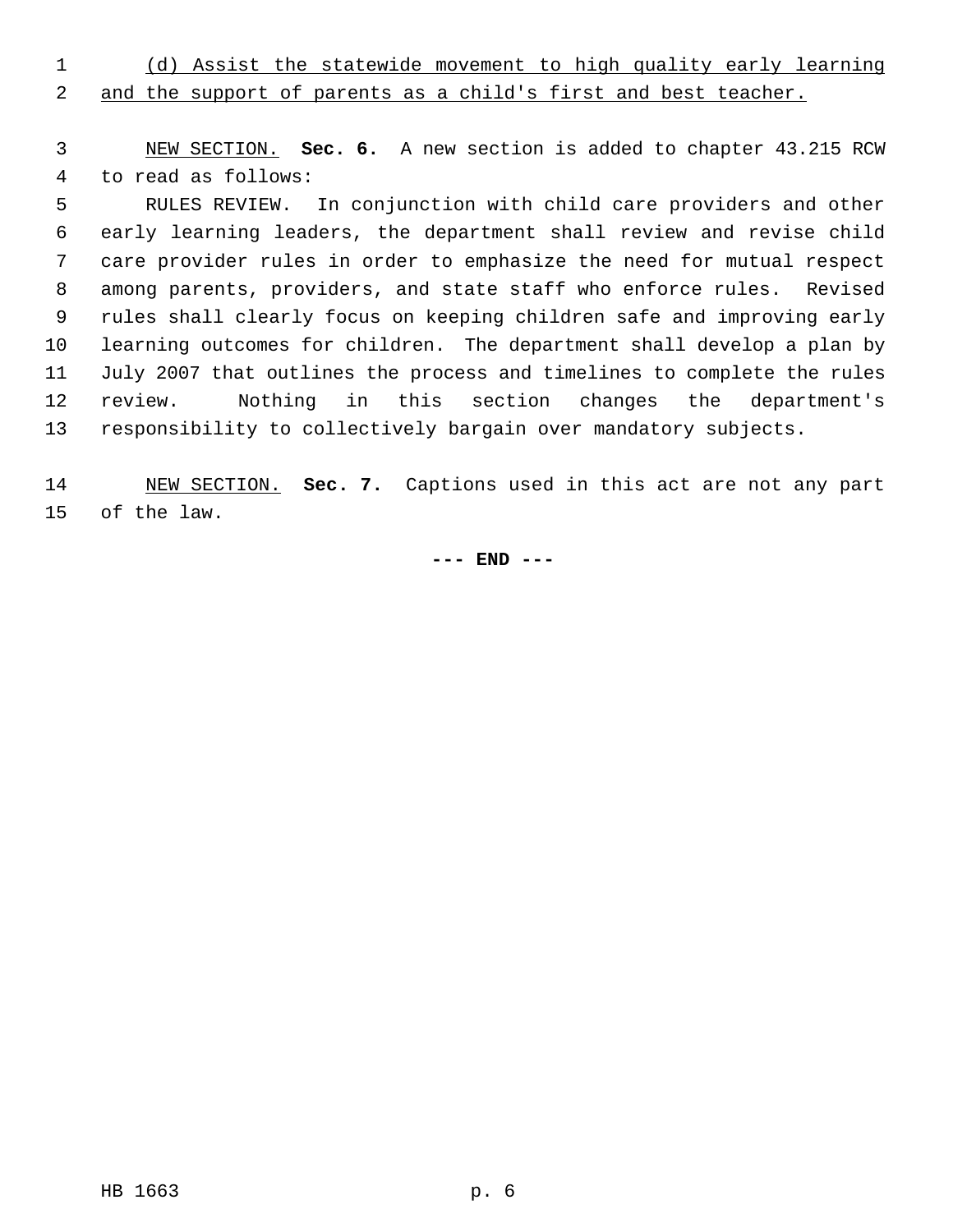(d) Assist the statewide movement to high quality early learning and the support of parents as a child's first and best teacher.

NEW SECTION. **Sec. 6.** A new section is added to chapter 43.215 RCW to read as follows:

RULES REVIEW. In conjunction with child care providers and other early learning leaders, the department shall review and revise child care provider rules in order to emphasize the need for mutual respect among parents, providers, and state staff who enforce rules. Revised rules shall clearly focus on keeping children safe and improving early learning outcomes for children. The department shall develop a plan by July 2007 that outlines the process and timelines to complete the rules review. Nothing in this section changes the department's responsibility to collectively bargain over mandatory subjects.

NEW SECTION. **Sec. 7.** Captions used in this act are not any part of the law.

**--- END ---**